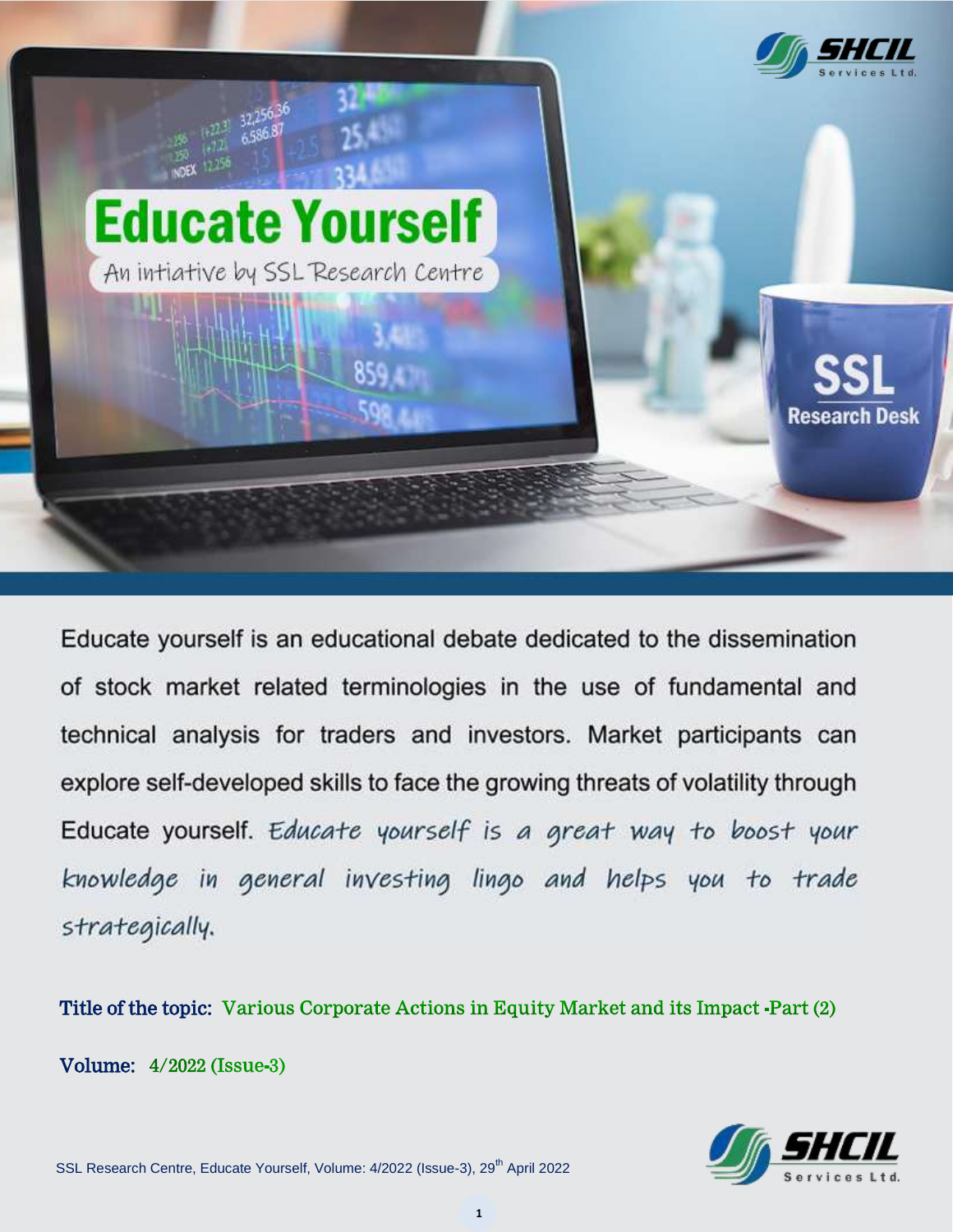# Educate Yourself

An intiative by SSL Research Centre

Educate yourself is an educational debate dedicated to the dissemination of stock market related terminologies in the use of fundamental and technical analysis for traders and investors. Market participants can explore self-developed skills to face the growing threats of volatility through Educate yourself. *Educate yourself is a great way to boost your knowledge in general investing lingo and helps you to trade strategically.*

**Title of the topic:** Various Corporate Actions in Equity Market and its Impact -Part (2)

**Volume:** 4/2022 (Issue-3)

SSL Research Centre, Educate Yourself, Volume: 4/2022 (Issue-3), 29th April 2022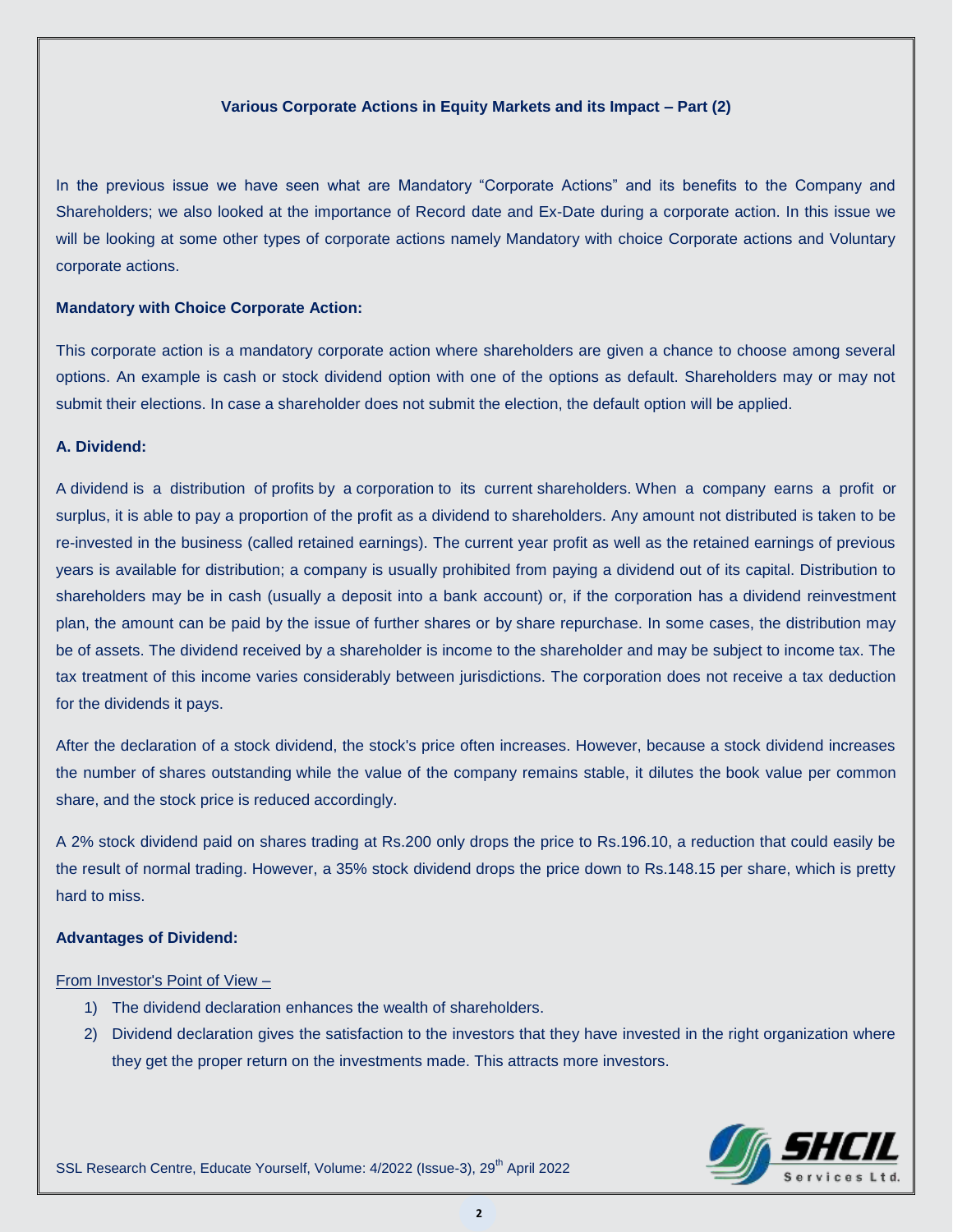### Various Corporate Actions in Equity Markets and its Impact – Part (2)

In the previous issue we have seen what are Mandatory "Corporate Actions" and its benefits to the Company and Shareholders; we also looked at the importance of Record date and Ex-Date during a corporate action. In this issue we will be looking at some other types of corporate actions namely Mandatory with choice Corporate actions and Voluntary corporate actions.

**Mandatory with Choice Corporate Action:**

This corporate action is a mandatory corporate action where shareholders are given a chance to choose among several options. An example is cash or stock dividend option with one of the options as default. Shareholders may or may not submit their elections. In case a shareholder does not submit the election, the default option will be applied.

**A. Dividend:**

A dividend is a distribution of profits by a corporation to its current shareholders. When a company earns a profit or surplus, it is able to pay a proportion of the profit as a dividend to shareholders. Any amount not distributed is taken to be re-invested in the business (called retained earnings). The current year profit as well as the retained earnings of previous years is available for distribution; a company is usually prohibited from paying a dividend out of its capital. Distribution to shareholders may be in cash (usually a deposit into a bank account) or, if the corporation has a dividend reinvestment plan, the amount can be paid by the issue of further shares or by share repurchase. In some cases, the distribution may be of assets. The dividend received by a shareholder is income to the shareholder and may be subject to income tax. The tax treatment of this income varies considerably between jurisdictions. The corporation does not receive a tax deduction for the dividends it pays.

After the declaration of a stock dividend, the stock's price often increases. However, because a stock dividend increases the number of shares outstanding while the value of the company remains stable, it dilutes the book value per common share, and the stock price is reduced accordingly.

A 2% stock dividend paid on shares trading at Rs.200 only drops the price to Rs.196.10, a reduction that could easily be the result of normal trading. However, a 35% stock dividend drops the price down to Rs.148.15 per share, which is pretty hard to miss.

**Advantages of Dividend:**

From Investor's Point of View –

1) The dividend declaration enhances the wealth of shareholders.
2) Dividend declaration gives the satisfaction to the investors that they have invested in the right organization where they get the proper return on the investments made. This attracts more investors.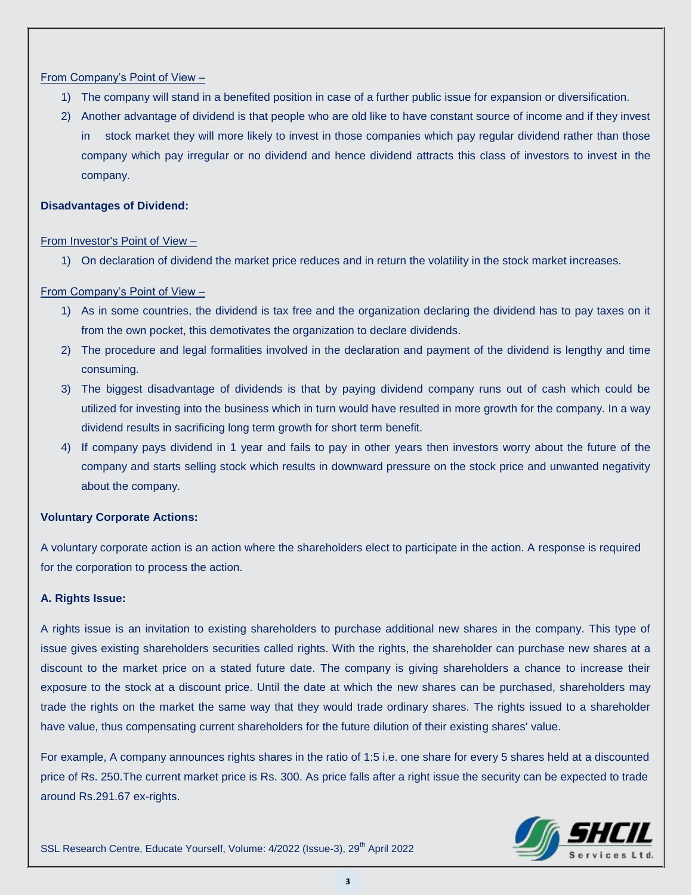From Company's Point of View –

1) The company will stand in a benefited position in case of a further public issue for expansion or diversification.
2) Another advantage of dividend is that people who are old like to have constant source of income and if they invest in stock market they will more likely to invest in those companies which pay regular dividend rather than those company which pay irregular or no dividend and hence dividend attracts this class of investors to invest in the company.

**Disadvantages of Dividend:**

From Investor's Point of View –

1) On declaration of dividend the market price reduces and in return the volatility in the stock market increases.

From Company's Point of View –

1) As in some countries, the dividend is tax free and the organization declaring the dividend has to pay taxes on it from the own pocket, this demotivates the organization to declare dividends.
2) The procedure and legal formalities involved in the declaration and payment of the dividend is lengthy and time consuming.
3) The biggest disadvantage of dividends is that by paying dividend company runs out of cash which could be utilized for investing into the business which in turn would have resulted in more growth for the company. In a way dividend results in sacrificing long term growth for short term benefit.
4) If company pays dividend in 1 year and fails to pay in other years then investors worry about the future of the company and starts selling stock which results in downward pressure on the stock price and unwanted negativity about the company.

**Voluntary Corporate Actions:**

A voluntary corporate action is an action where the shareholders elect to participate in the action. A response is required for the corporation to process the action.

**A. Rights Issue:**

A rights issue is an invitation to existing shareholders to purchase additional new shares in the company. This type of issue gives existing shareholders securities called rights. With the rights, the shareholder can purchase new shares at a discount to the market price on a stated future date. The company is giving shareholders a chance to increase their exposure to the stock at a discount price. Until the date at which the new shares can be purchased, shareholders may trade the rights on the market the same way that they would trade ordinary shares. The rights issued to a shareholder have value, thus compensating current shareholders for the future dilution of their existing shares' value.

For example, A company announces rights shares in the ratio of 1:5 i.e. one share for every 5 shares held at a discounted price of Rs. 250.The current market price is Rs. 300. As price falls after a right issue the security can be expected to trade around Rs.291.67 ex-rights.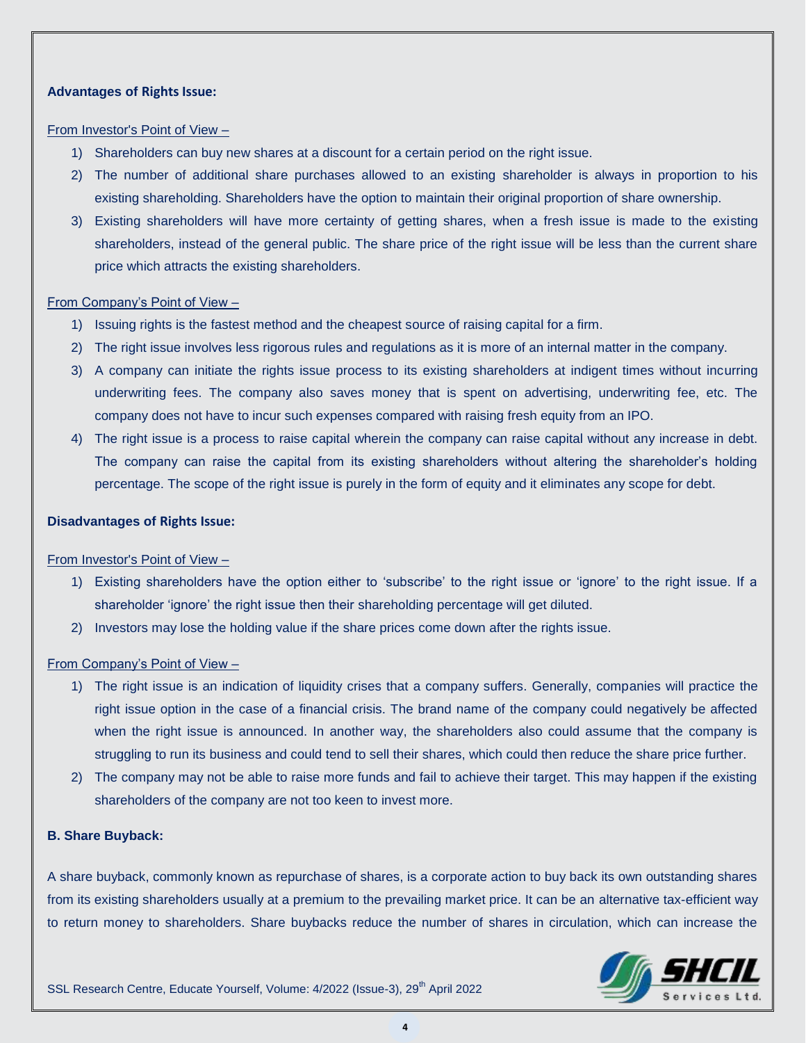**Advantages of Rights Issue:**

From Investor's Point of View –

1) Shareholders can buy new shares at a discount for a certain period on the right issue.
2) The number of additional share purchases allowed to an existing shareholder is always in proportion to his existing shareholding. Shareholders have the option to maintain their original proportion of share ownership.
3) Existing shareholders will have more certainty of getting shares, when a fresh issue is made to the existing shareholders, instead of the general public. The share price of the right issue will be less than the current share price which attracts the existing shareholders.

From Company's Point of View –

1) Issuing rights is the fastest method and the cheapest source of raising capital for a firm.
2) The right issue involves less rigorous rules and regulations as it is more of an internal matter in the company.
3) A company can initiate the rights issue process to its existing shareholders at indigent times without incurring underwriting fees. The company also saves money that is spent on advertising, underwriting fee, etc. The company does not have to incur such expenses compared with raising fresh equity from an IPO.
4) The right issue is a process to raise capital wherein the company can raise capital without any increase in debt. The company can raise the capital from its existing shareholders without altering the shareholder's holding percentage. The scope of the right issue is purely in the form of equity and it eliminates any scope for debt.

**Disadvantages of Rights Issue:**

From Investor's Point of View –

1) Existing shareholders have the option either to 'subscribe' to the right issue or 'ignore' to the right issue. If a shareholder 'ignore' the right issue then their shareholding percentage will get diluted.
2) Investors may lose the holding value if the share prices come down after the rights issue.

From Company's Point of View –

1) The right issue is an indication of liquidity crises that a company suffers. Generally, companies will practice the right issue option in the case of a financial crisis. The brand name of the company could negatively be affected when the right issue is announced. In another way, the shareholders also could assume that the company is struggling to run its business and could tend to sell their shares, which could then reduce the share price further.
2) The company may not be able to raise more funds and fail to achieve their target. This may happen if the existing shareholders of the company are not too keen to invest more.

**B. Share Buyback:**

A share buyback, commonly known as repurchase of shares, is a corporate action to buy back its own outstanding shares from its existing shareholders usually at a premium to the prevailing market price. It can be an alternative tax-efficient way to return money to shareholders. Share buybacks reduce the number of shares in circulation, which can increase the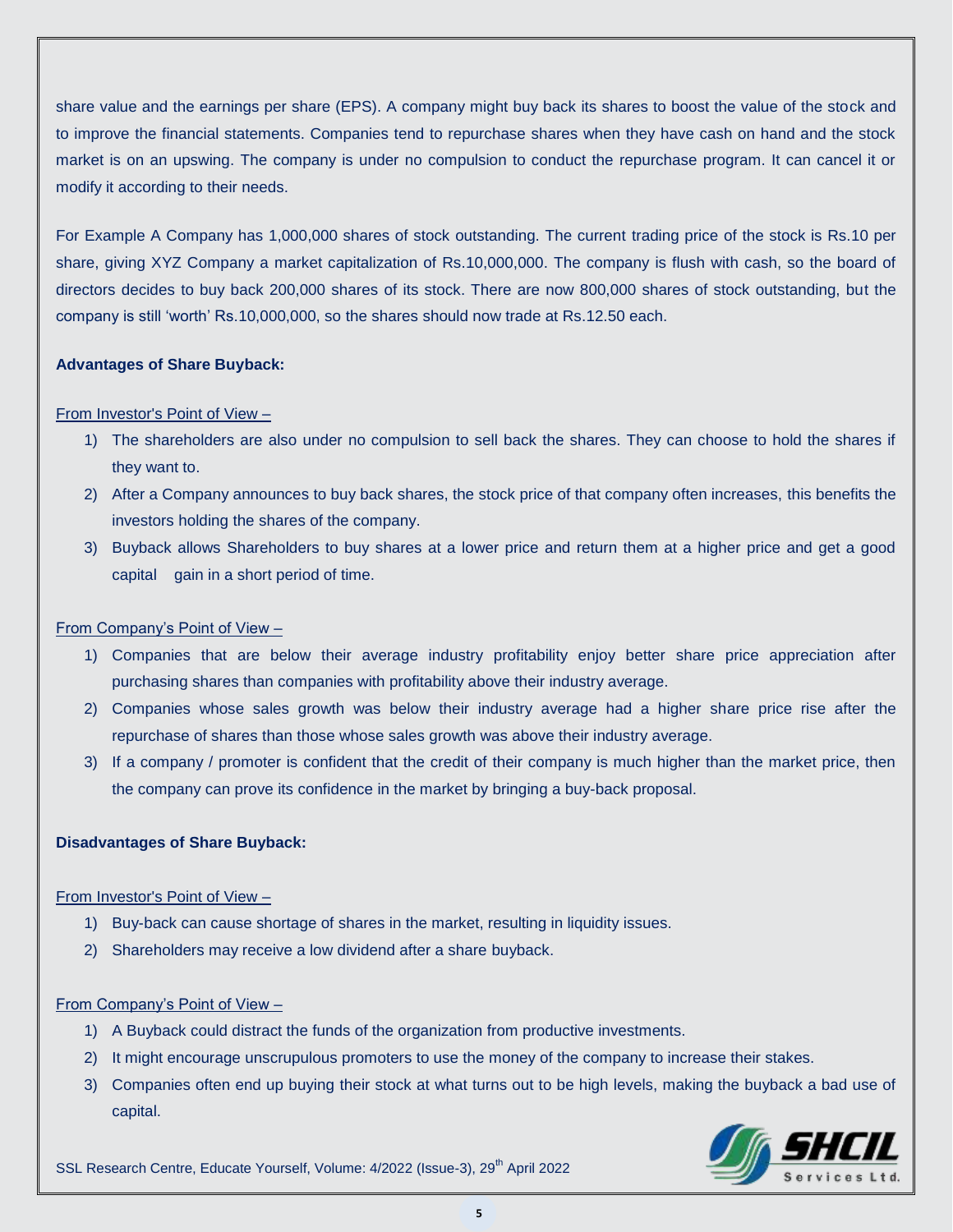share value and the earnings per share (EPS). A company might buy back its shares to boost the value of the stock and to improve the financial statements. Companies tend to repurchase shares when they have cash on hand and the stock market is on an upswing. The company is under no compulsion to conduct the repurchase program. It can cancel it or modify it according to their needs.

For Example A Company has 1,000,000 shares of stock outstanding. The current trading price of the stock is Rs.10 per share, giving XYZ Company a market capitalization of Rs.10,000,000. The company is flush with cash, so the board of directors decides to buy back 200,000 shares of its stock. There are now 800,000 shares of stock outstanding, but the company is still 'worth' Rs.10,000,000, so the shares should now trade at Rs.12.50 each.

**Advantages of Share Buyback:**

From Investor's Point of View –

1) The shareholders are also under no compulsion to sell back the shares. They can choose to hold the shares if they want to.
2) After a Company announces to buy back shares, the stock price of that company often increases, this benefits the investors holding the shares of the company.
3) Buyback allows Shareholders to buy shares at a lower price and return them at a higher price and get a good capital gain in a short period of time.

From Company's Point of View –

1) Companies that are below their average industry profitability enjoy better share price appreciation after purchasing shares than companies with profitability above their industry average.
2) Companies whose sales growth was below their industry average had a higher share price rise after the repurchase of shares than those whose sales growth was above their industry average.
3) If a company / promoter is confident that the credit of their company is much higher than the market price, then the company can prove its confidence in the market by bringing a buy-back proposal.

**Disadvantages of Share Buyback:**

From Investor's Point of View –

1) Buy-back can cause shortage of shares in the market, resulting in liquidity issues.
2) Shareholders may receive a low dividend after a share buyback.

From Company's Point of View –

1) A Buyback could distract the funds of the organization from productive investments.
2) It might encourage unscrupulous promoters to use the money of the company to increase their stakes.
3) Companies often end up buying their stock at what turns out to be high levels, making the buyback a bad use of capital.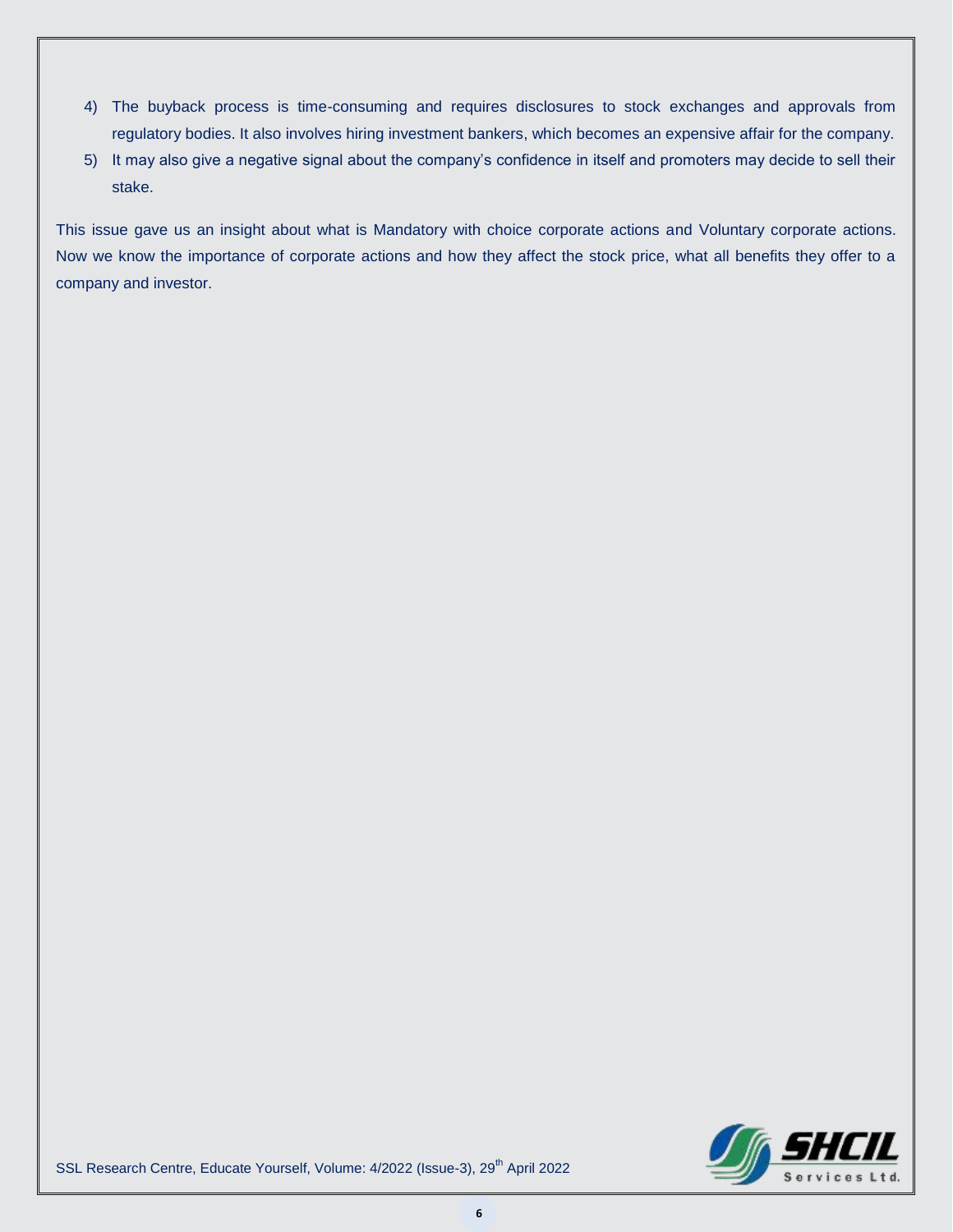4) The buyback process is time-consuming and requires disclosures to stock exchanges and approvals from regulatory bodies. It also involves hiring investment bankers, which becomes an expensive affair for the company.
5) It may also give a negative signal about the company's confidence in itself and promoters may decide to sell their stake.

This issue gave us an insight about what is Mandatory with choice corporate actions and Voluntary corporate actions. Now we know the importance of corporate actions and how they affect the stock price, what all benefits they offer to a company and investor.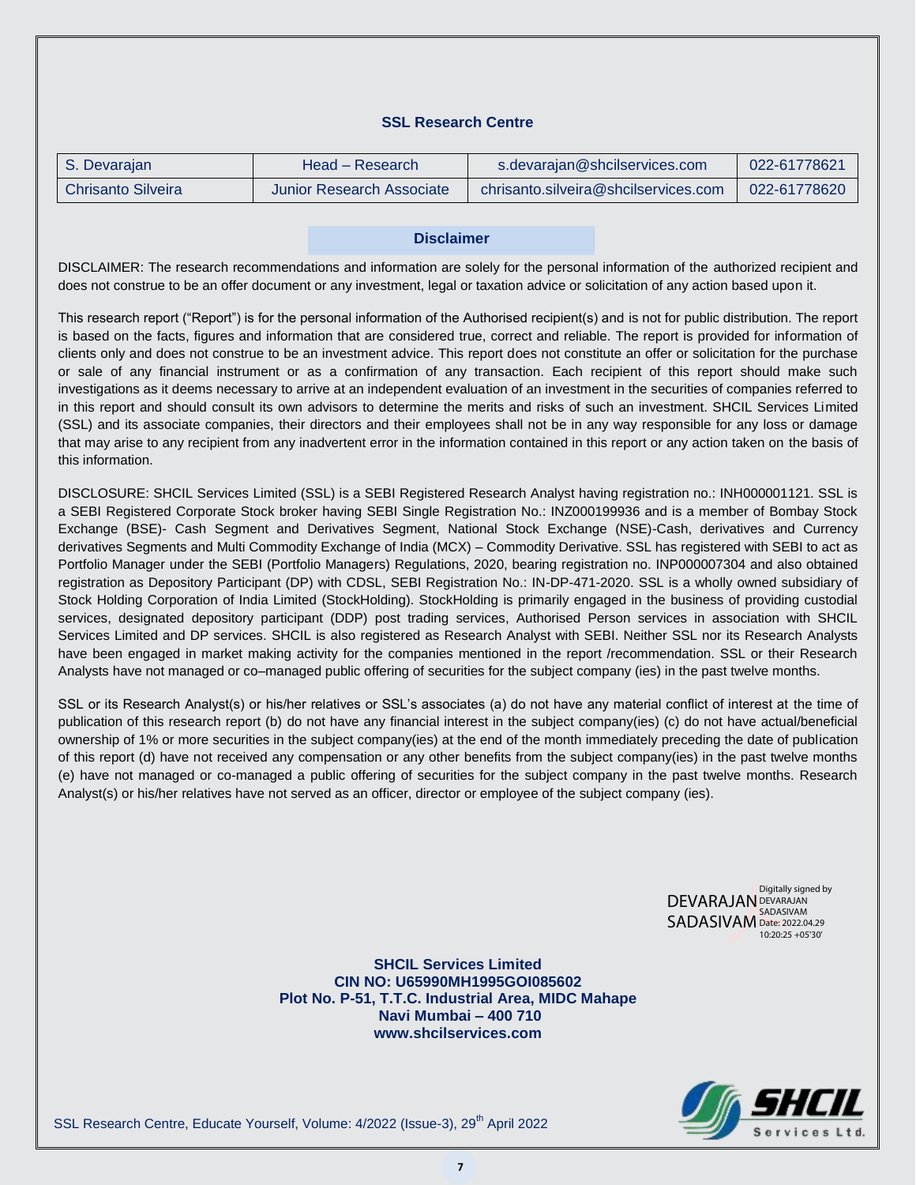## SSL Research Centre

| | | | |
|---|---|---|---|
| S. Devarajan | Head – Research | s.devarajan@shcilservices.com | 022-61778621 |
| Chrisanto Silveira | Junior Research Associate | chrisanto.silveira@shcilservices.com | 022-61778620 |

### Disclaimer

DISCLAIMER: The research recommendations and information are solely for the personal information of the authorized recipient and does not construe to be an offer document or any investment, legal or taxation advice or solicitation of any action based upon it.

This research report ("Report") is for the personal information of the Authorised recipient(s) and is not for public distribution. The report is based on the facts, figures and information that are considered true, correct and reliable. The report is provided for information of clients only and does not construe to be an investment advice. This report does not constitute an offer or solicitation for the purchase or sale of any financial instrument or as a confirmation of any transaction. Each recipient of this report should make such investigations as it deems necessary to arrive at an independent evaluation of an investment in the securities of companies referred to in this report and should consult its own advisors to determine the merits and risks of such an investment. SHCIL Services Limited (SSL) and its associate companies, their directors and their employees shall not be in any way responsible for any loss or damage that may arise to any recipient from any inadvertent error in the information contained in this report or any action taken on the basis of this information.

DISCLOSURE: SHCIL Services Limited (SSL) is a SEBI Registered Research Analyst having registration no.: INH000001121. SSL is a SEBI Registered Corporate Stock broker having SEBI Single Registration No.: INZ000199936 and is a member of Bombay Stock Exchange (BSE)- Cash Segment and Derivatives Segment, National Stock Exchange (NSE)-Cash, derivatives and Currency derivatives Segments and Multi Commodity Exchange of India (MCX) – Commodity Derivative. SSL has registered with SEBI to act as Portfolio Manager under the SEBI (Portfolio Managers) Regulations, 2020, bearing registration no. INP000007304 and also obtained registration as Depository Participant (DP) with CDSL, SEBI Registration No.: IN-DP-471-2020. SSL is a wholly owned subsidiary of Stock Holding Corporation of India Limited (StockHolding). StockHolding is primarily engaged in the business of providing custodial services, designated depository participant (DDP) post trading services, Authorised Person services in association with SHCIL Services Limited and DP services. SHCIL is also registered as Research Analyst with SEBI. Neither SSL nor its Research Analysts have been engaged in market making activity for the companies mentioned in the report /recommendation. SSL or their Research Analysts have not managed or co–managed public offering of securities for the subject company (ies) in the past twelve months.

SSL or its Research Analyst(s) or his/her relatives or SSL's associates (a) do not have any material conflict of interest at the time of publication of this research report (b) do not have any financial interest in the subject company(ies) (c) do not have actual/beneficial ownership of 1% or more securities in the subject company(ies) at the end of the month immediately preceding the date of publication of this report (d) have not received any compensation or any other benefits from the subject company(ies) in the past twelve months (e) have not managed or co-managed a public offering of securities for the subject company in the past twelve months. Research Analyst(s) or his/her relatives have not served as an officer, director or employee of the subject company (ies).

DEVARAJAN SADASIVAM
Digitally signed by DEVARAJAN SADASIVAM
Date: 2022.04.29 10:20:25 +05'30'

**SHCIL Services Limited**
**CIN NO: U65990MH1995GOI085602**
**Plot No. P-51, T.T.C. Industrial Area, MIDC Mahape**
**Navi Mumbai – 400 710**
**www.shcilservices.com**